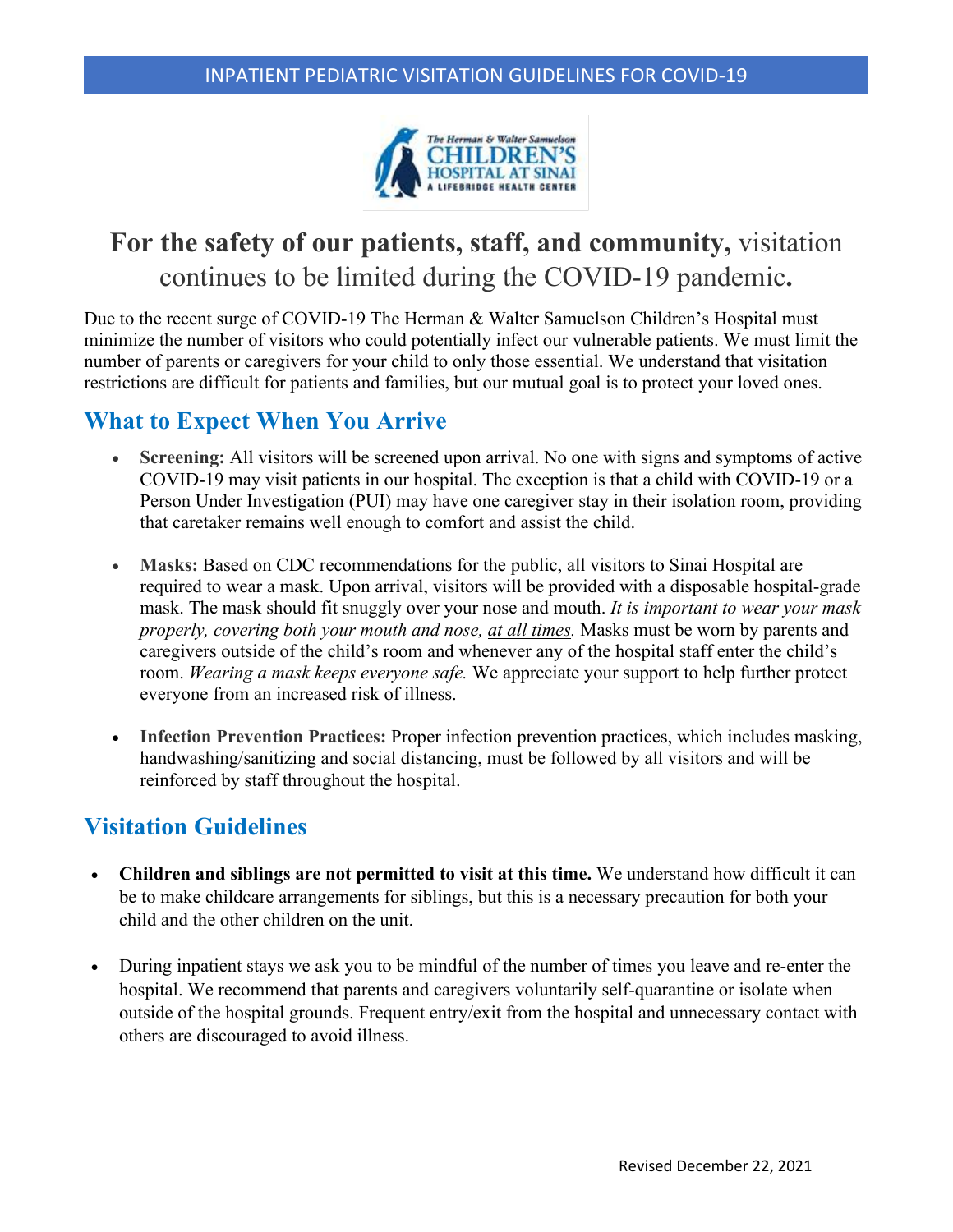INPATIENT PEDIATRIC VISITATION GUIDELINES FOR COVID-19

The Herman & Walter Samuelson CHILDREN'S HOSPITAL AT SINAI A LIFEBRIDGE HEALTH CENTER

# **For the safety of our patients, staff, and community,** visitation continues to be limited during the COVID-19 pandemic**.**

Due to the recent surge of COVID-19 The Herman & Walter Samuelson Children's Hospital must minimize the number of visitors who could potentially infect our vulnerable patients. We must limit the number of parents or caregivers for your child to only those essential. We understand that visitation restrictions are difficult for patients and families, but our mutual goal is to protect your loved ones.

## What to Expect When You Arrive

- **Screening:** All visitors will be screened upon arrival. No one with signs and symptoms of active COVID-19 may visit patients in our hospital. The exception is that a child with COVID-19 or a Person Under Investigation (PUI) may have one caregiver stay in their isolation room, providing that caretaker remains well enough to comfort and assist the child.

- **Masks:** Based on CDC recommendations for the public, all visitors to Sinai Hospital are required to wear a mask. Upon arrival, visitors will be provided with a disposable hospital-grade mask. The mask should fit snuggly over your nose and mouth. *It is important to wear your mask properly, covering both your mouth and nose, <u>at all times</u>.* Masks must be worn by parents and caregivers outside of the child's room and whenever any of the hospital staff enter the child's room. *Wearing a mask keeps everyone safe.* We appreciate your support to help further protect everyone from an increased risk of illness.

- **Infection Prevention Practices:** Proper infection prevention practices, which includes masking, handwashing/sanitizing and social distancing, must be followed by all visitors and will be reinforced by staff throughout the hospital.

## Visitation Guidelines

- **Children and siblings are not permitted to visit at this time.** We understand how difficult it can be to make childcare arrangements for siblings, but this is a necessary precaution for both your child and the other children on the unit.

- During inpatient stays we ask you to be mindful of the number of times you leave and re-enter the hospital. We recommend that parents and caregivers voluntarily self-quarantine or isolate when outside of the hospital grounds. Frequent entry/exit from the hospital and unnecessary contact with others are discouraged to avoid illness.

Revised December 22, 2021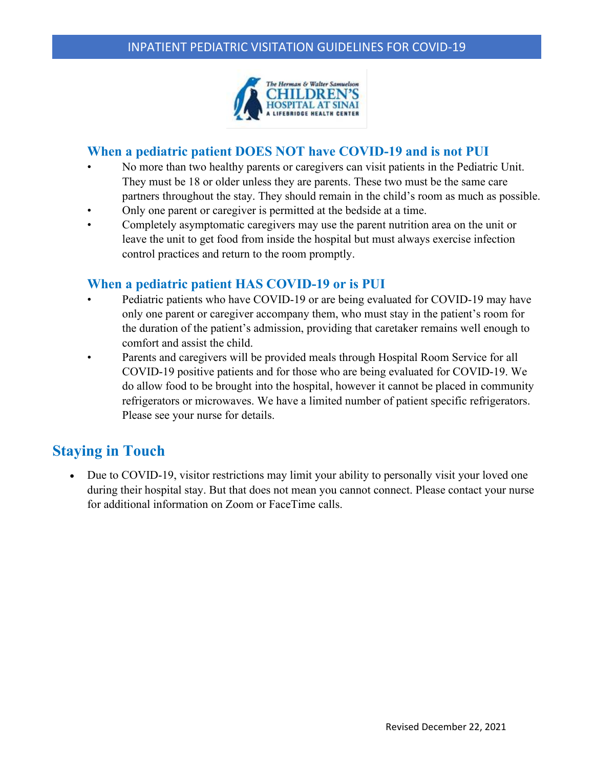INPATIENT PEDIATRIC VISITATION GUIDELINES FOR COVID-19

The Herman & Walter Samuelson CHILDREN'S HOSPITAL AT SINAI A LIFEBRIDGE HEALTH CENTER

### When a pediatric patient DOES NOT have COVID-19 and is not PUI

- No more than two healthy parents or caregivers can visit patients in the Pediatric Unit. They must be 18 or older unless they are parents. These two must be the same care partners throughout the stay. They should remain in the child's room as much as possible.
- Only one parent or caregiver is permitted at the bedside at a time.
- Completely asymptomatic caregivers may use the parent nutrition area on the unit or leave the unit to get food from inside the hospital but must always exercise infection control practices and return to the room promptly.

### When a pediatric patient HAS COVID-19 or is PUI

- Pediatric patients who have COVID-19 or are being evaluated for COVID-19 may have only one parent or caregiver accompany them, who must stay in the patient's room for the duration of the patient's admission, providing that caretaker remains well enough to comfort and assist the child.
- Parents and caregivers will be provided meals through Hospital Room Service for all COVID-19 positive patients and for those who are being evaluated for COVID-19. We do allow food to be brought into the hospital, however it cannot be placed in community refrigerators or microwaves. We have a limited number of patient specific refrigerators. Please see your nurse for details.

## Staying in Touch

- Due to COVID-19, visitor restrictions may limit your ability to personally visit your loved one during their hospital stay. But that does not mean you cannot connect. Please contact your nurse for additional information on Zoom or FaceTime calls.

Revised December 22, 2021